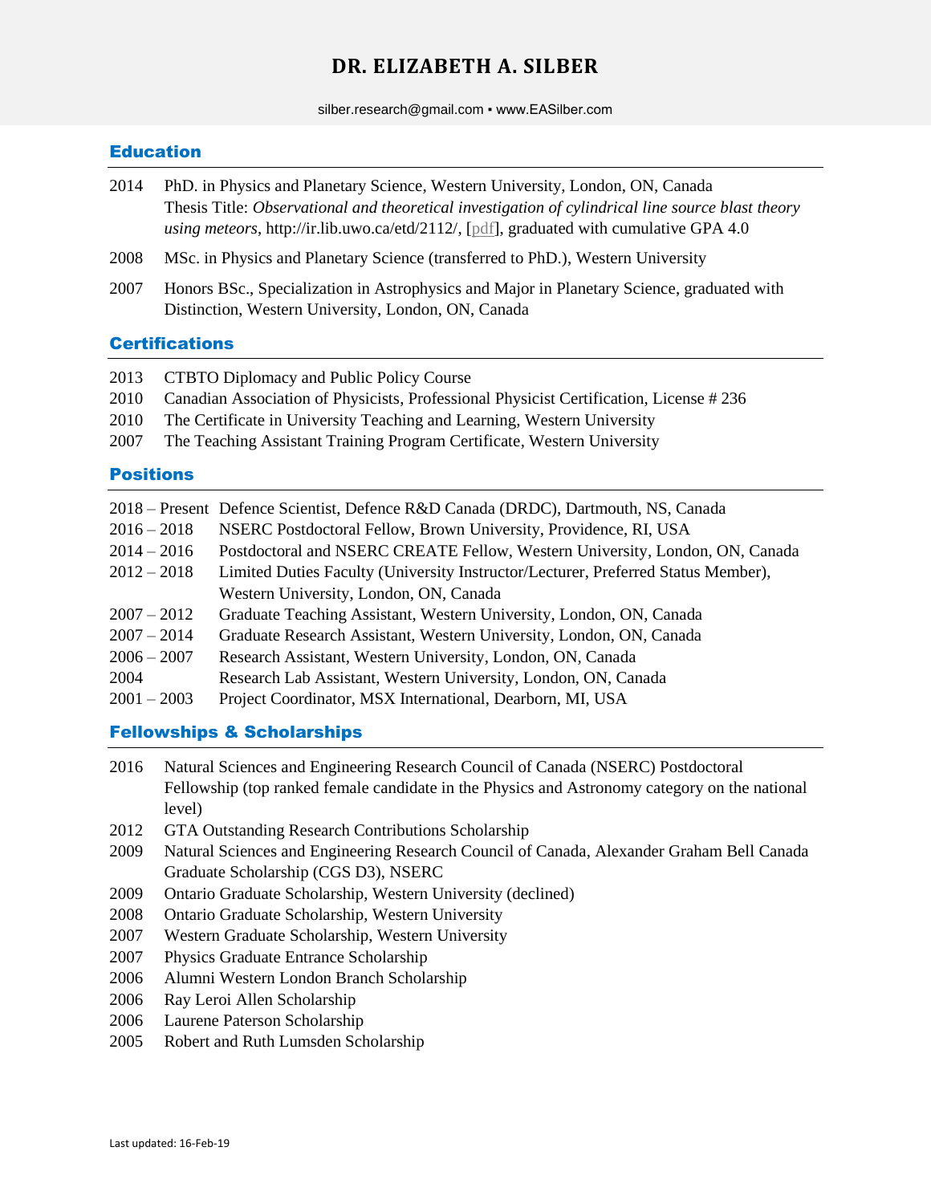# DR. ELIZABETH A. SILBER

silber.research@gmail.com ▪ www.EASilber.com

## Education

2014 PhD. in Physics and Planetary Science, Western University, London, ON, Canada
Thesis Title: *Observational and theoretical investigation of cylindrical line source blast theory using meteors*, http://ir.lib.uwo.ca/etd/2112/, [pdf], graduated with cumulative GPA 4.0

2008 MSc. in Physics and Planetary Science (transferred to PhD.), Western University

2007 Honors BSc., Specialization in Astrophysics and Major in Planetary Science, graduated with Distinction, Western University, London, ON, Canada

## Certifications

2013 CTBTO Diplomacy and Public Policy Course
2010 Canadian Association of Physicists, Professional Physicist Certification, License # 236
2010 The Certificate in University Teaching and Learning, Western University
2007 The Teaching Assistant Training Program Certificate, Western University

## Positions

2018 – Present Defence Scientist, Defence R&D Canada (DRDC), Dartmouth, NS, Canada
2016 – 2018 NSERC Postdoctoral Fellow, Brown University, Providence, RI, USA
2014 – 2016 Postdoctoral and NSERC CREATE Fellow, Western University, London, ON, Canada
2012 – 2018 Limited Duties Faculty (University Instructor/Lecturer, Preferred Status Member), Western University, London, ON, Canada
2007 – 2012 Graduate Teaching Assistant, Western University, London, ON, Canada
2007 – 2014 Graduate Research Assistant, Western University, London, ON, Canada
2006 – 2007 Research Assistant, Western University, London, ON, Canada
2004 Research Lab Assistant, Western University, London, ON, Canada
2001 – 2003 Project Coordinator, MSX International, Dearborn, MI, USA

## Fellowships & Scholarships

2016 Natural Sciences and Engineering Research Council of Canada (NSERC) Postdoctoral Fellowship (top ranked female candidate in the Physics and Astronomy category on the national level)
2012 GTA Outstanding Research Contributions Scholarship
2009 Natural Sciences and Engineering Research Council of Canada, Alexander Graham Bell Canada Graduate Scholarship (CGS D3), NSERC
2009 Ontario Graduate Scholarship, Western University (declined)
2008 Ontario Graduate Scholarship, Western University
2007 Western Graduate Scholarship, Western University
2007 Physics Graduate Entrance Scholarship
2006 Alumni Western London Branch Scholarship
2006 Ray Leroi Allen Scholarship
2006 Laurene Paterson Scholarship
2005 Robert and Ruth Lumsden Scholarship

Last updated: 16-Feb-19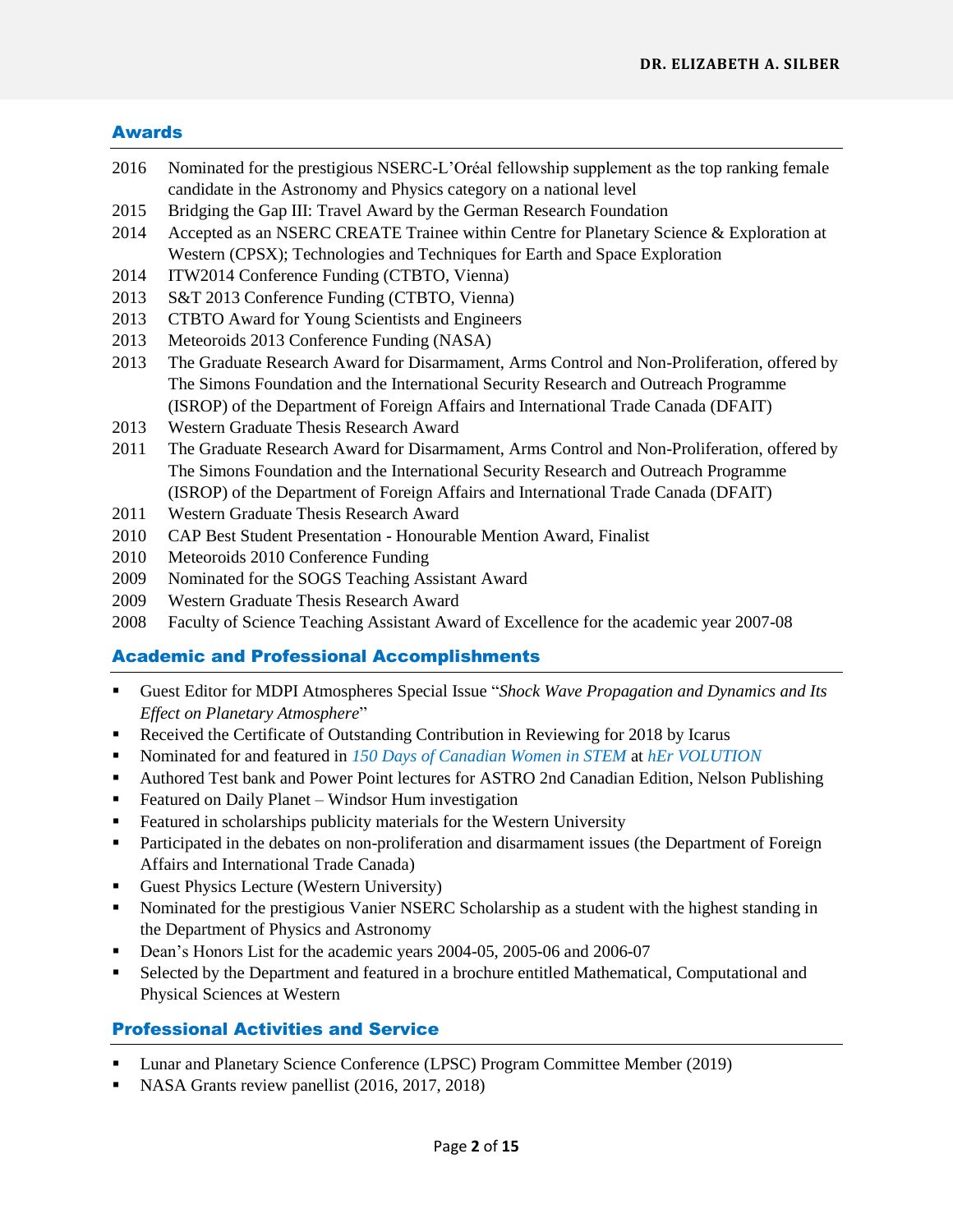## Awards

- 2016 Nominated for the prestigious NSERC-L'Oréal fellowship supplement as the top ranking female candidate in the Astronomy and Physics category on a national level
- 2015 Bridging the Gap III: Travel Award by the German Research Foundation
- 2014 Accepted as an NSERC CREATE Trainee within Centre for Planetary Science & Exploration at Western (CPSX); Technologies and Techniques for Earth and Space Exploration
- 2014 ITW2014 Conference Funding (CTBTO, Vienna)
- 2013 S&T 2013 Conference Funding (CTBTO, Vienna)
- 2013 CTBTO Award for Young Scientists and Engineers
- 2013 Meteoroids 2013 Conference Funding (NASA)
- 2013 The Graduate Research Award for Disarmament, Arms Control and Non-Proliferation, offered by The Simons Foundation and the International Security Research and Outreach Programme (ISROP) of the Department of Foreign Affairs and International Trade Canada (DFAIT)
- 2013 Western Graduate Thesis Research Award
- 2011 The Graduate Research Award for Disarmament, Arms Control and Non-Proliferation, offered by The Simons Foundation and the International Security Research and Outreach Programme (ISROP) of the Department of Foreign Affairs and International Trade Canada (DFAIT)
- 2011 Western Graduate Thesis Research Award
- 2010 CAP Best Student Presentation - Honourable Mention Award, Finalist
- 2010 Meteoroids 2010 Conference Funding
- 2009 Nominated for the SOGS Teaching Assistant Award
- 2009 Western Graduate Thesis Research Award
- 2008 Faculty of Science Teaching Assistant Award of Excellence for the academic year 2007-08

## Academic and Professional Accomplishments

- Guest Editor for MDPI Atmospheres Special Issue "*Shock Wave Propagation and Dynamics and Its Effect on Planetary Atmosphere*"
- Received the Certificate of Outstanding Contribution in Reviewing for 2018 by Icarus
- Nominated for and featured in *150 Days of Canadian Women in STEM* at *hEr VOLUTION*
- Authored Test bank and Power Point lectures for ASTRO 2nd Canadian Edition, Nelson Publishing
- Featured on Daily Planet – Windsor Hum investigation
- Featured in scholarships publicity materials for the Western University
- Participated in the debates on non-proliferation and disarmament issues (the Department of Foreign Affairs and International Trade Canada)
- Guest Physics Lecture (Western University)
- Nominated for the prestigious Vanier NSERC Scholarship as a student with the highest standing in the Department of Physics and Astronomy
- Dean's Honors List for the academic years 2004-05, 2005-06 and 2006-07
- Selected by the Department and featured in a brochure entitled Mathematical, Computational and Physical Sciences at Western

## Professional Activities and Service

- Lunar and Planetary Science Conference (LPSC) Program Committee Member (2019)
- NASA Grants review panellist (2016, 2017, 2018)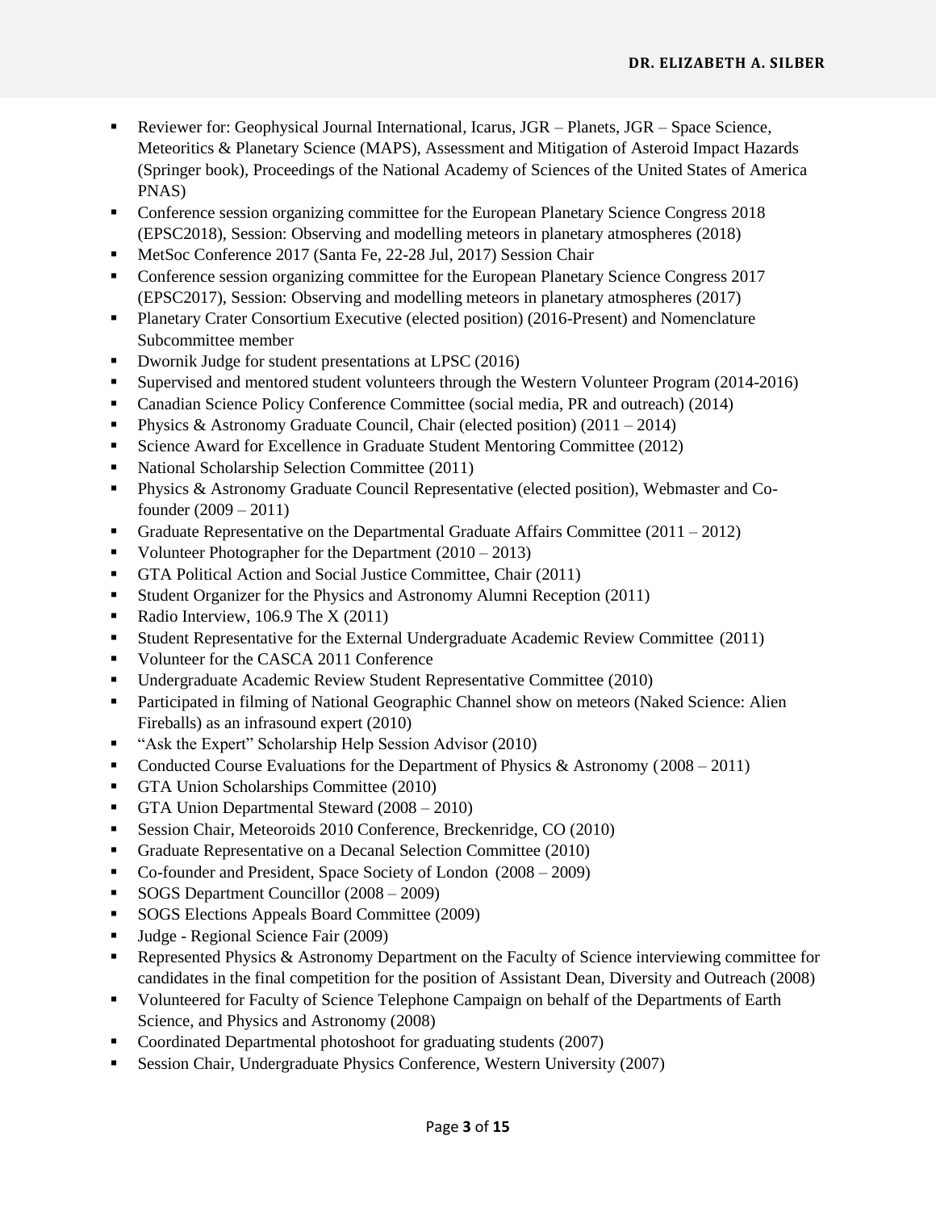- Reviewer for: Geophysical Journal International, Icarus, JGR – Planets, JGR – Space Science, Meteoritics & Planetary Science (MAPS), Assessment and Mitigation of Asteroid Impact Hazards (Springer book), Proceedings of the National Academy of Sciences of the United States of America PNAS)
- Conference session organizing committee for the European Planetary Science Congress 2018 (EPSC2018), Session: Observing and modelling meteors in planetary atmospheres (2018)
- MetSoc Conference 2017 (Santa Fe, 22-28 Jul, 2017) Session Chair
- Conference session organizing committee for the European Planetary Science Congress 2017 (EPSC2017), Session: Observing and modelling meteors in planetary atmospheres (2017)
- Planetary Crater Consortium Executive (elected position) (2016-Present) and Nomenclature Subcommittee member
- Dwornik Judge for student presentations at LPSC (2016)
- Supervised and mentored student volunteers through the Western Volunteer Program (2014-2016)
- Canadian Science Policy Conference Committee (social media, PR and outreach) (2014)
- Physics & Astronomy Graduate Council, Chair (elected position) (2011 – 2014)
- Science Award for Excellence in Graduate Student Mentoring Committee (2012)
- National Scholarship Selection Committee (2011)
- Physics & Astronomy Graduate Council Representative (elected position), Webmaster and Co-founder (2009 – 2011)
- Graduate Representative on the Departmental Graduate Affairs Committee (2011 – 2012)
- Volunteer Photographer for the Department (2010 – 2013)
- GTA Political Action and Social Justice Committee, Chair (2011)
- Student Organizer for the Physics and Astronomy Alumni Reception (2011)
- Radio Interview, 106.9 The X (2011)
- Student Representative for the External Undergraduate Academic Review Committee (2011)
- Volunteer for the CASCA 2011 Conference
- Undergraduate Academic Review Student Representative Committee (2010)
- Participated in filming of National Geographic Channel show on meteors (Naked Science: Alien Fireballs) as an infrasound expert (2010)
- "Ask the Expert" Scholarship Help Session Advisor (2010)
- Conducted Course Evaluations for the Department of Physics & Astronomy (2008 – 2011)
- GTA Union Scholarships Committee (2010)
- GTA Union Departmental Steward (2008 – 2010)
- Session Chair, Meteoroids 2010 Conference, Breckenridge, CO (2010)
- Graduate Representative on a Decanal Selection Committee (2010)
- Co-founder and President, Space Society of London (2008 – 2009)
- SOGS Department Councillor (2008 – 2009)
- SOGS Elections Appeals Board Committee (2009)
- Judge - Regional Science Fair (2009)
- Represented Physics & Astronomy Department on the Faculty of Science interviewing committee for candidates in the final competition for the position of Assistant Dean, Diversity and Outreach (2008)
- Volunteered for Faculty of Science Telephone Campaign on behalf of the Departments of Earth Science, and Physics and Astronomy (2008)
- Coordinated Departmental photoshoot for graduating students (2007)
- Session Chair, Undergraduate Physics Conference, Western University (2007)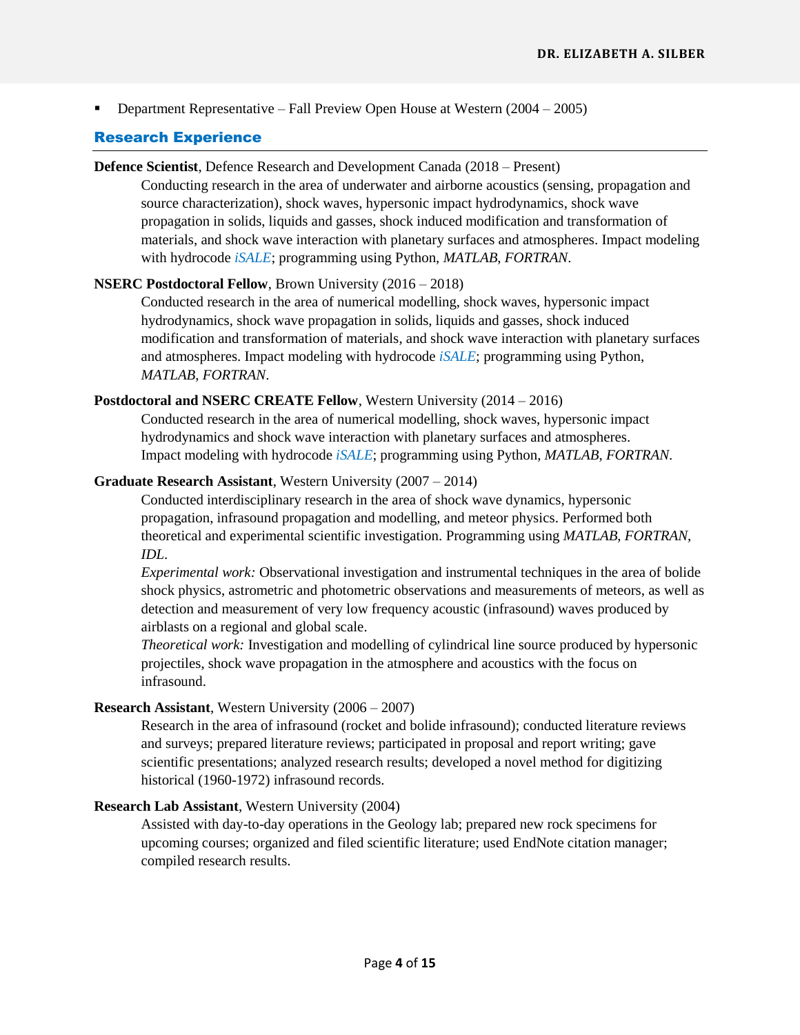- Department Representative – Fall Preview Open House at Western (2004 – 2005)

## Research Experience

**Defence Scientist**, Defence Research and Development Canada (2018 – Present)

Conducting research in the area of underwater and airborne acoustics (sensing, propagation and source characterization), shock waves, hypersonic impact hydrodynamics, shock wave propagation in solids, liquids and gasses, shock induced modification and transformation of materials, and shock wave interaction with planetary surfaces and atmospheres. Impact modeling with hydrocode *iSALE*; programming using Python, *MATLAB*, *FORTRAN*.

**NSERC Postdoctoral Fellow**, Brown University (2016 – 2018)

Conducted research in the area of numerical modelling, shock waves, hypersonic impact hydrodynamics, shock wave propagation in solids, liquids and gasses, shock induced modification and transformation of materials, and shock wave interaction with planetary surfaces and atmospheres. Impact modeling with hydrocode *iSALE*; programming using Python, *MATLAB*, *FORTRAN*.

**Postdoctoral and NSERC CREATE Fellow**, Western University (2014 – 2016)

Conducted research in the area of numerical modelling, shock waves, hypersonic impact hydrodynamics and shock wave interaction with planetary surfaces and atmospheres. Impact modeling with hydrocode *iSALE*; programming using Python, *MATLAB*, *FORTRAN*.

**Graduate Research Assistant**, Western University (2007 – 2014)

Conducted interdisciplinary research in the area of shock wave dynamics, hypersonic propagation, infrasound propagation and modelling, and meteor physics. Performed both theoretical and experimental scientific investigation. Programming using *MATLAB*, *FORTRAN*, *IDL*.

*Experimental work:* Observational investigation and instrumental techniques in the area of bolide shock physics, astrometric and photometric observations and measurements of meteors, as well as detection and measurement of very low frequency acoustic (infrasound) waves produced by airblasts on a regional and global scale.

*Theoretical work:* Investigation and modelling of cylindrical line source produced by hypersonic projectiles, shock wave propagation in the atmosphere and acoustics with the focus on infrasound.

**Research Assistant**, Western University (2006 – 2007)

Research in the area of infrasound (rocket and bolide infrasound); conducted literature reviews and surveys; prepared literature reviews; participated in proposal and report writing; gave scientific presentations; analyzed research results; developed a novel method for digitizing historical (1960-1972) infrasound records.

**Research Lab Assistant**, Western University (2004)

Assisted with day-to-day operations in the Geology lab; prepared new rock specimens for upcoming courses; organized and filed scientific literature; used EndNote citation manager; compiled research results.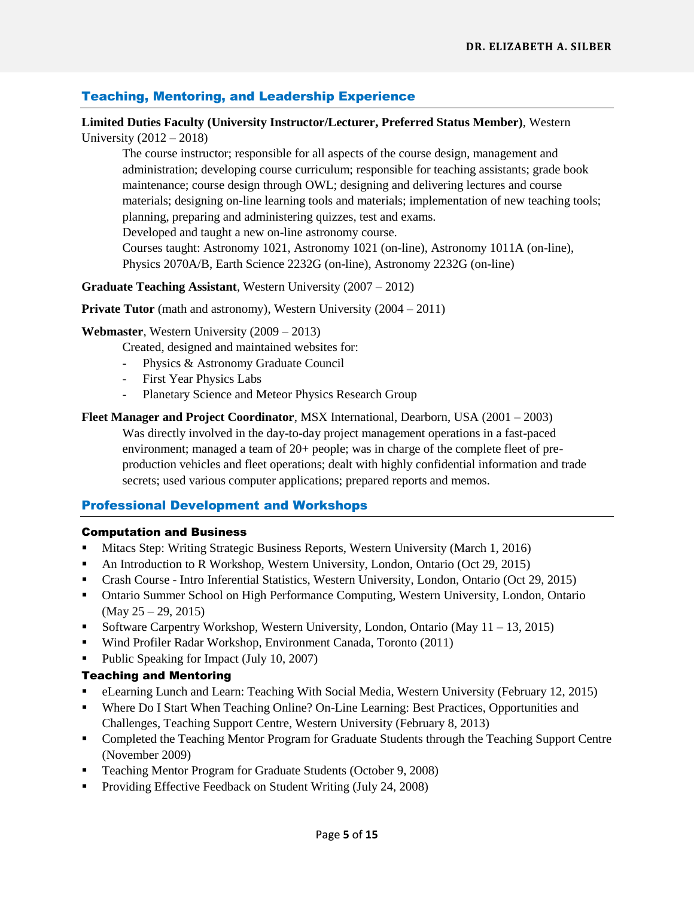## Teaching, Mentoring, and Leadership Experience

**Limited Duties Faculty (University Instructor/Lecturer, Preferred Status Member)**, Western University (2012 – 2018)

The course instructor; responsible for all aspects of the course design, management and administration; developing course curriculum; responsible for teaching assistants; grade book maintenance; course design through OWL; designing and delivering lectures and course materials; designing on-line learning tools and materials; implementation of new teaching tools; planning, preparing and administering quizzes, test and exams.

Developed and taught a new on-line astronomy course.

Courses taught: Astronomy 1021, Astronomy 1021 (on-line), Astronomy 1011A (on-line), Physics 2070A/B, Earth Science 2232G (on-line), Astronomy 2232G (on-line)

**Graduate Teaching Assistant**, Western University (2007 – 2012)

**Private Tutor** (math and astronomy), Western University (2004 – 2011)

**Webmaster**, Western University (2009 – 2013)

Created, designed and maintained websites for:

- Physics & Astronomy Graduate Council
- First Year Physics Labs
- Planetary Science and Meteor Physics Research Group

**Fleet Manager and Project Coordinator**, MSX International, Dearborn, USA (2001 – 2003)

Was directly involved in the day-to-day project management operations in a fast-paced environment; managed a team of 20+ people; was in charge of the complete fleet of pre-production vehicles and fleet operations; dealt with highly confidential information and trade secrets; used various computer applications; prepared reports and memos.

## Professional Development and Workshops

### Computation and Business

- Mitacs Step: Writing Strategic Business Reports, Western University (March 1, 2016)
- An Introduction to R Workshop, Western University, London, Ontario (Oct 29, 2015)
- Crash Course - Intro Inferential Statistics, Western University, London, Ontario (Oct 29, 2015)
- Ontario Summer School on High Performance Computing, Western University, London, Ontario (May 25 – 29, 2015)
- Software Carpentry Workshop, Western University, London, Ontario (May 11 – 13, 2015)
- Wind Profiler Radar Workshop, Environment Canada, Toronto (2011)
- Public Speaking for Impact (July 10, 2007)

### Teaching and Mentoring

- eLearning Lunch and Learn: Teaching With Social Media, Western University (February 12, 2015)
- Where Do I Start When Teaching Online? On-Line Learning: Best Practices, Opportunities and Challenges, Teaching Support Centre, Western University (February 8, 2013)
- Completed the Teaching Mentor Program for Graduate Students through the Teaching Support Centre (November 2009)
- Teaching Mentor Program for Graduate Students (October 9, 2008)
- Providing Effective Feedback on Student Writing (July 24, 2008)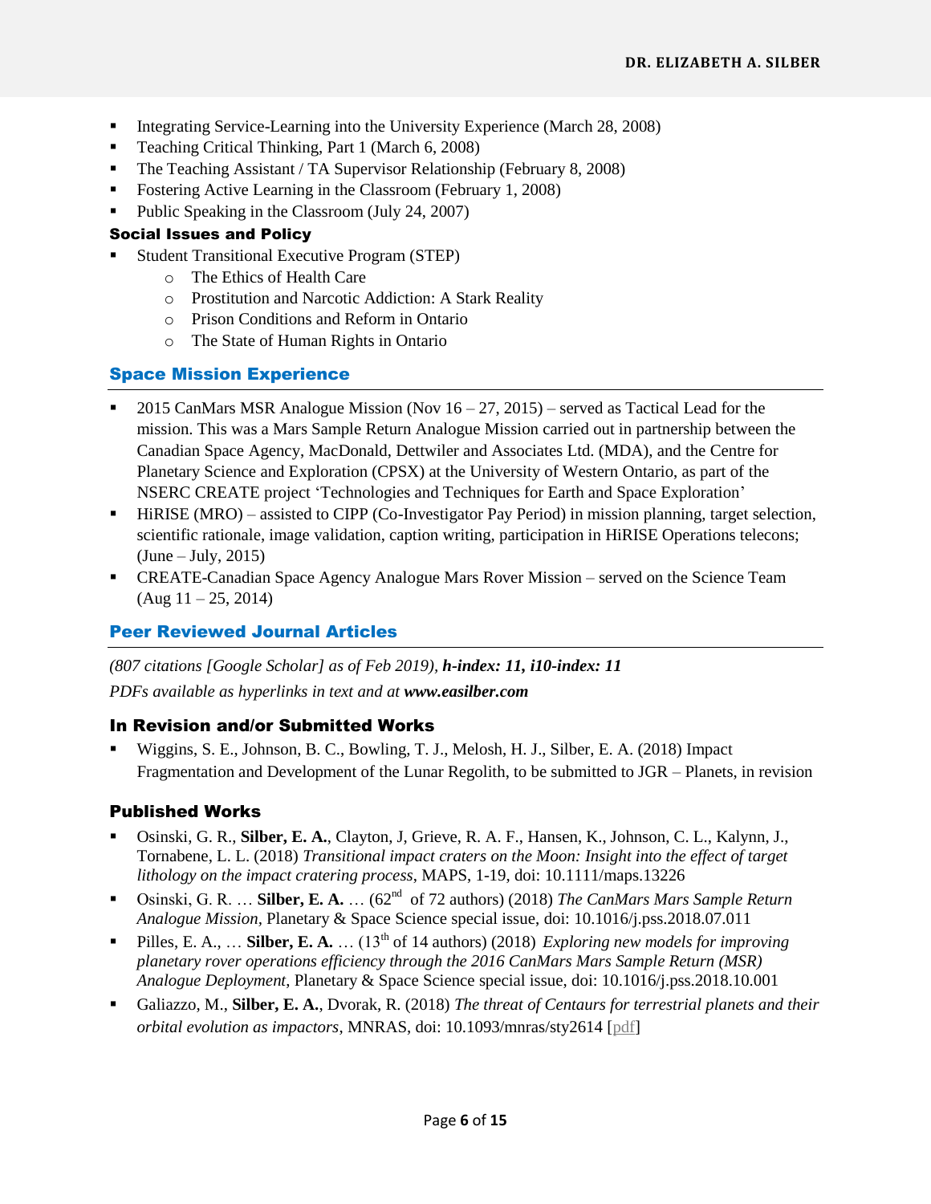- Integrating Service-Learning into the University Experience (March 28, 2008)
- Teaching Critical Thinking, Part 1 (March 6, 2008)
- The Teaching Assistant / TA Supervisor Relationship (February 8, 2008)
- Fostering Active Learning in the Classroom (February 1, 2008)
- Public Speaking in the Classroom (July 24, 2007)

#### Social Issues and Policy

- Student Transitional Executive Program (STEP)
  - The Ethics of Health Care
  - Prostitution and Narcotic Addiction: A Stark Reality
  - Prison Conditions and Reform in Ontario
  - The State of Human Rights in Ontario

## Space Mission Experience

- 2015 CanMars MSR Analogue Mission (Nov 16 – 27, 2015) – served as Tactical Lead for the mission. This was a Mars Sample Return Analogue Mission carried out in partnership between the Canadian Space Agency, MacDonald, Dettwiler and Associates Ltd. (MDA), and the Centre for Planetary Science and Exploration (CPSX) at the University of Western Ontario, as part of the NSERC CREATE project 'Technologies and Techniques for Earth and Space Exploration'
- HiRISE (MRO) – assisted to CIPP (Co-Investigator Pay Period) in mission planning, target selection, scientific rationale, image validation, caption writing, participation in HiRISE Operations telecons; (June – July, 2015)
- CREATE-Canadian Space Agency Analogue Mars Rover Mission – served on the Science Team (Aug 11 – 25, 2014)

## Peer Reviewed Journal Articles

*(807 citations [Google Scholar] as of Feb 2019),* ***h-index: 11, i10-index: 11***

*PDFs available as hyperlinks in text and at* ***www.easilber.com***

### In Revision and/or Submitted Works

- Wiggins, S. E., Johnson, B. C., Bowling, T. J., Melosh, H. J., Silber, E. A. (2018) Impact Fragmentation and Development of the Lunar Regolith, to be submitted to JGR – Planets, in revision

### Published Works

- Osinski, G. R., **Silber, E. A.**, Clayton, J, Grieve, R. A. F., Hansen, K., Johnson, C. L., Kalynn, J., Tornabene, L. L. (2018) *Transitional impact craters on the Moon: Insight into the effect of target lithology on the impact cratering process*, MAPS, 1-19, doi: 10.1111/maps.13226
- Osinski, G. R. … **Silber, E. A.** … (62nd of 72 authors) (2018) *The CanMars Mars Sample Return Analogue Mission*, Planetary & Space Science special issue, doi: 10.1016/j.pss.2018.07.011
- Pilles, E. A., … **Silber, E. A.** … (13th of 14 authors) (2018) *Exploring new models for improving planetary rover operations efficiency through the 2016 CanMars Mars Sample Return (MSR) Analogue Deployment*, Planetary & Space Science special issue, doi: 10.1016/j.pss.2018.10.001
- Galiazzo, M., **Silber, E. A.**, Dvorak, R. (2018) *The threat of Centaurs for terrestrial planets and their orbital evolution as impactors*, MNRAS, doi: 10.1093/mnras/sty2614 [pdf]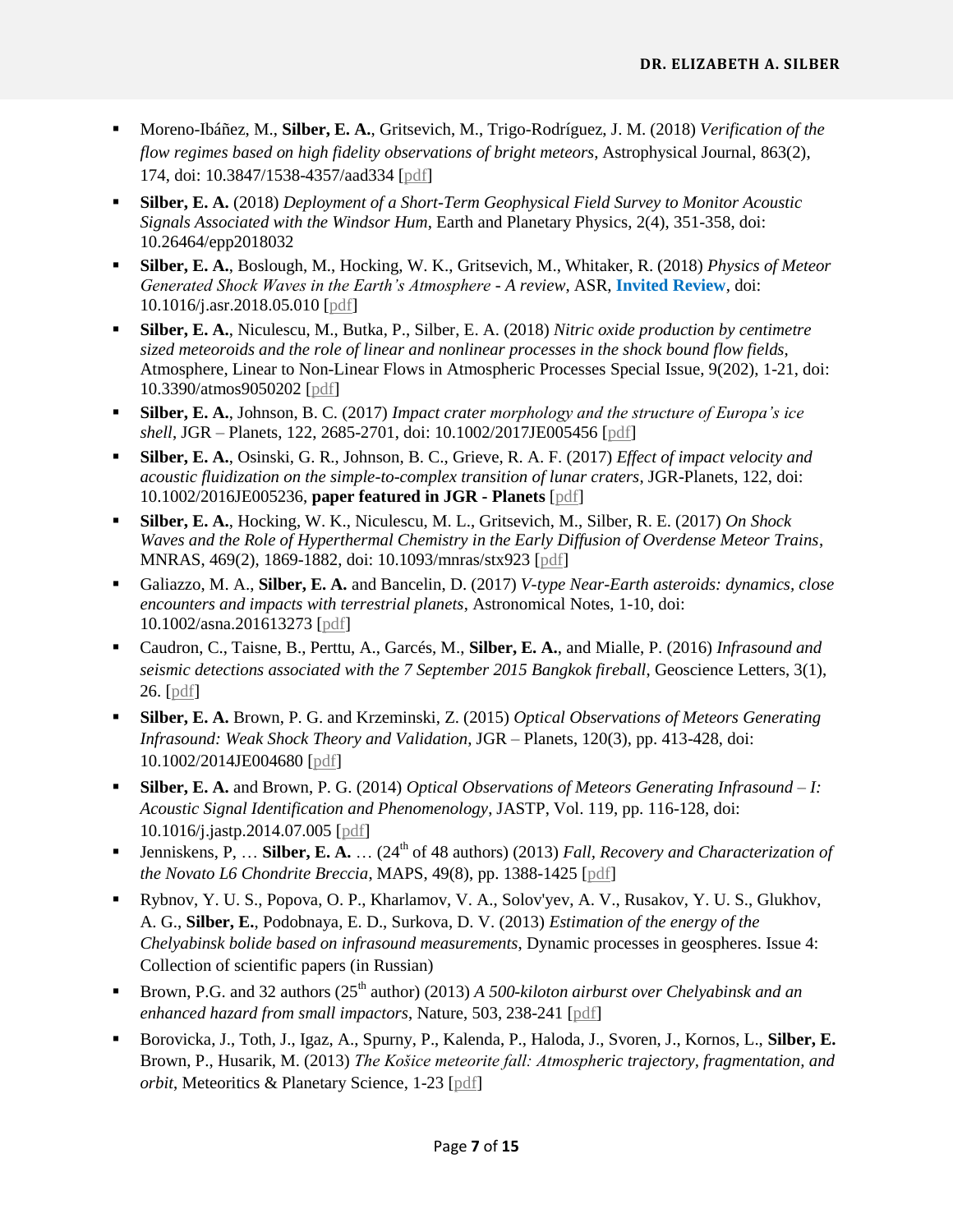- Moreno-Ibáñez, M., **Silber, E. A.**, Gritsevich, M., Trigo-Rodríguez, J. M. (2018) *Verification of the flow regimes based on high fidelity observations of bright meteors*, Astrophysical Journal, 863(2), 174, doi: 10.3847/1538-4357/aad334 [pdf]
- **Silber, E. A.** (2018) *Deployment of a Short-Term Geophysical Field Survey to Monitor Acoustic Signals Associated with the Windsor Hum*, Earth and Planetary Physics, 2(4), 351-358, doi: 10.26464/epp2018032
- **Silber, E. A.**, Boslough, M., Hocking, W. K., Gritsevich, M., Whitaker, R. (2018) *Physics of Meteor Generated Shock Waves in the Earth's Atmosphere - A review*, ASR, **Invited Review**, doi: 10.1016/j.asr.2018.05.010 [pdf]
- **Silber, E. A.**, Niculescu, M., Butka, P., Silber, E. A. (2018) *Nitric oxide production by centimetre sized meteoroids and the role of linear and nonlinear processes in the shock bound flow fields*, Atmosphere, Linear to Non-Linear Flows in Atmospheric Processes Special Issue, 9(202), 1-21, doi: 10.3390/atmos9050202 [pdf]
- **Silber, E. A.**, Johnson, B. C. (2017) *Impact crater morphology and the structure of Europa's ice shell*, JGR – Planets, 122, 2685-2701, doi: 10.1002/2017JE005456 [pdf]
- **Silber, E. A.**, Osinski, G. R., Johnson, B. C., Grieve, R. A. F. (2017) *Effect of impact velocity and acoustic fluidization on the simple-to-complex transition of lunar craters*, JGR-Planets, 122, doi: 10.1002/2016JE005236, **paper featured in JGR - Planets** [pdf]
- **Silber, E. A.**, Hocking, W. K., Niculescu, M. L., Gritsevich, M., Silber, R. E. (2017) *On Shock Waves and the Role of Hyperthermal Chemistry in the Early Diffusion of Overdense Meteor Trains*, MNRAS, 469(2), 1869-1882, doi: 10.1093/mnras/stx923 [pdf]
- Galiazzo, M. A., **Silber, E. A.** and Bancelin, D. (2017) *V-type Near-Earth asteroids: dynamics, close encounters and impacts with terrestrial planets*, Astronomical Notes, 1-10, doi: 10.1002/asna.201613273 [pdf]
- Caudron, C., Taisne, B., Perttu, A., Garcés, M., **Silber, E. A.**, and Mialle, P. (2016) *Infrasound and seismic detections associated with the 7 September 2015 Bangkok fireball*, Geoscience Letters, 3(1), 26. [pdf]
- **Silber, E. A.** Brown, P. G. and Krzeminski, Z. (2015) *Optical Observations of Meteors Generating Infrasound: Weak Shock Theory and Validation*, JGR – Planets, 120(3), pp. 413-428, doi: 10.1002/2014JE004680 [pdf]
- **Silber, E. A.** and Brown, P. G. (2014) *Optical Observations of Meteors Generating Infrasound – I: Acoustic Signal Identification and Phenomenology*, JASTP, Vol. 119, pp. 116-128, doi: 10.1016/j.jastp.2014.07.005 [pdf]
- Jenniskens, P, … **Silber, E. A.** … (24th of 48 authors) (2013) *Fall, Recovery and Characterization of the Novato L6 Chondrite Breccia*, MAPS, 49(8), pp. 1388-1425 [pdf]
- Rybnov, Y. U. S., Popova, O. P., Kharlamov, V. A., Solov'yev, A. V., Rusakov, Y. U. S., Glukhov, A. G., **Silber, E.**, Podobnaya, E. D., Surkova, D. V. (2013) *Estimation of the energy of the Chelyabinsk bolide based on infrasound measurements*, Dynamic processes in geospheres. Issue 4: Collection of scientific papers (in Russian)
- Brown, P.G. and 32 authors (25th author) (2013) *A 500-kiloton airburst over Chelyabinsk and an enhanced hazard from small impactors*, Nature, 503, 238-241 [pdf]
- Borovicka, J., Toth, J., Igaz, A., Spurny, P., Kalenda, P., Haloda, J., Svoren, J., Kornos, L., **Silber, E.** Brown, P., Husarik, M. (2013) *The Košice meteorite fall: Atmospheric trajectory, fragmentation, and orbit*, Meteoritics & Planetary Science, 1-23 [pdf]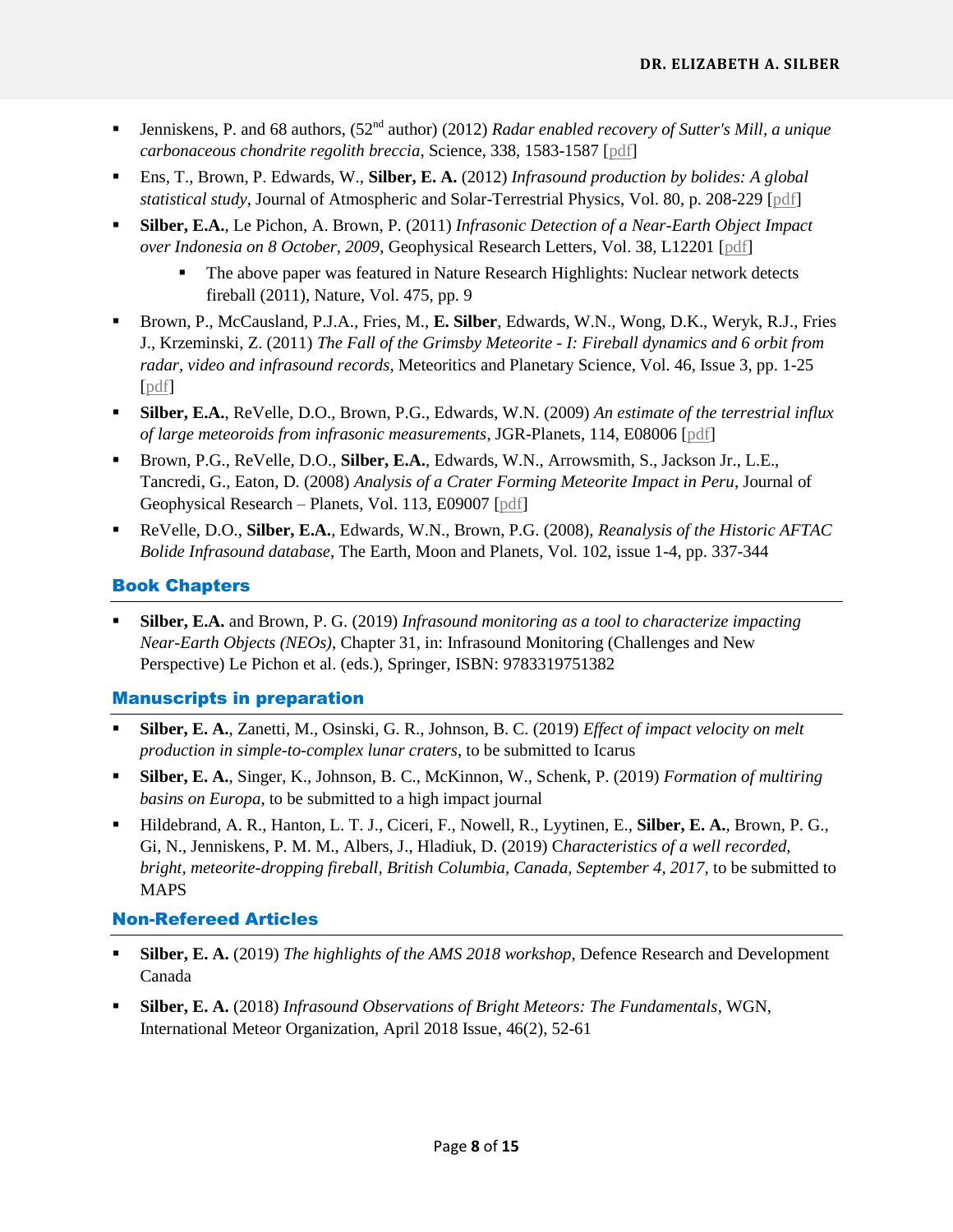- Jenniskens, P. and 68 authors, (52nd author) (2012) *Radar enabled recovery of Sutter's Mill, a unique carbonaceous chondrite regolith breccia*, Science, 338, 1583-1587 [pdf]
- Ens, T., Brown, P. Edwards, W., **Silber, E. A.** (2012) *Infrasound production by bolides: A global statistical study*, Journal of Atmospheric and Solar-Terrestrial Physics, Vol. 80, p. 208-229 [pdf]
- **Silber, E.A.**, Le Pichon, A. Brown, P. (2011) *Infrasonic Detection of a Near-Earth Object Impact over Indonesia on 8 October, 2009*, Geophysical Research Letters, Vol. 38, L12201 [pdf]
    - The above paper was featured in Nature Research Highlights: Nuclear network detects fireball (2011), Nature, Vol. 475, pp. 9
- Brown, P., McCausland, P.J.A., Fries, M., **E. Silber**, Edwards, W.N., Wong, D.K., Weryk, R.J., Fries J., Krzeminski, Z. (2011) *The Fall of the Grimsby Meteorite - I: Fireball dynamics and 6 orbit from radar, video and infrasound records*, Meteoritics and Planetary Science, Vol. 46, Issue 3, pp. 1-25 [pdf]
- **Silber, E.A.**, ReVelle, D.O., Brown, P.G., Edwards, W.N. (2009) *An estimate of the terrestrial influx of large meteoroids from infrasonic measurements*, JGR-Planets, 114, E08006 [pdf]
- Brown, P.G., ReVelle, D.O., **Silber, E.A.**, Edwards, W.N., Arrowsmith, S., Jackson Jr., L.E., Tancredi, G., Eaton, D. (2008) *Analysis of a Crater Forming Meteorite Impact in Peru*, Journal of Geophysical Research – Planets, Vol. 113, E09007 [pdf]
- ReVelle, D.O., **Silber, E.A.**, Edwards, W.N., Brown, P.G. (2008), *Reanalysis of the Historic AFTAC Bolide Infrasound database*, The Earth, Moon and Planets, Vol. 102, issue 1-4, pp. 337-344

## Book Chapters

- **Silber, E.A.** and Brown, P. G. (2019) *Infrasound monitoring as a tool to characterize impacting Near-Earth Objects (NEOs)*, Chapter 31, in: Infrasound Monitoring (Challenges and New Perspective) Le Pichon et al. (eds.), Springer, ISBN: 9783319751382

## Manuscripts in preparation

- **Silber, E. A.**, Zanetti, M., Osinski, G. R., Johnson, B. C. (2019) *Effect of impact velocity on melt production in simple-to-complex lunar craters*, to be submitted to Icarus
- **Silber, E. A.**, Singer, K., Johnson, B. C., McKinnon, W., Schenk, P. (2019) *Formation of multiring basins on Europa*, to be submitted to a high impact journal
- Hildebrand, A. R., Hanton, L. T. J., Ciceri, F., Nowell, R., Lyytinen, E., **Silber, E. A.**, Brown, P. G., Gi, N., Jenniskens, P. M. M., Albers, J., Hladiuk, D. (2019) C*haracteristics of a well recorded, bright, meteorite-dropping fireball, British Columbia, Canada, September 4, 2017*, to be submitted to MAPS

## Non-Refereed Articles

- **Silber, E. A.** (2019) *The highlights of the AMS 2018 workshop*, Defence Research and Development Canada
- **Silber, E. A.** (2018) *Infrasound Observations of Bright Meteors: The Fundamentals*, WGN, International Meteor Organization, April 2018 Issue, 46(2), 52-61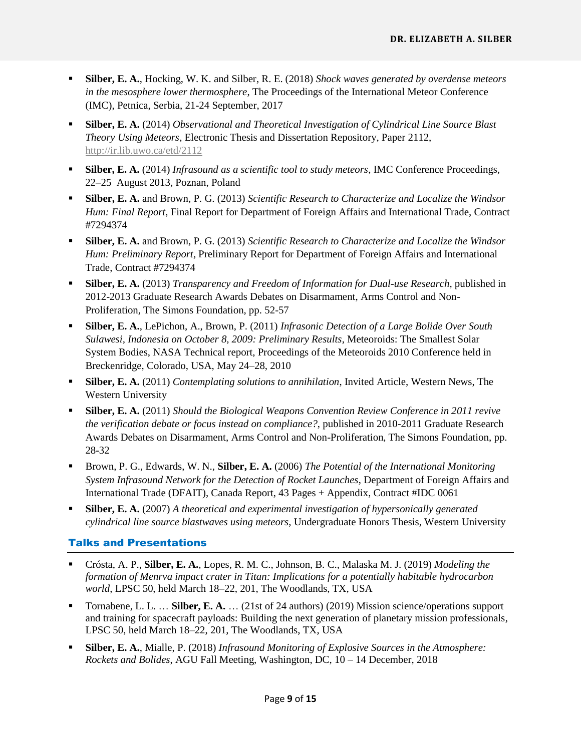- **Silber, E. A.**, Hocking, W. K. and Silber, R. E. (2018) *Shock waves generated by overdense meteors in the mesosphere lower thermosphere*, The Proceedings of the International Meteor Conference (IMC), Petnica, Serbia, 21-24 September, 2017
- **Silber, E. A.** (2014) *Observational and Theoretical Investigation of Cylindrical Line Source Blast Theory Using Meteors*, Electronic Thesis and Dissertation Repository, Paper 2112, http://ir.lib.uwo.ca/etd/2112
- **Silber, E. A.** (2014) *Infrasound as a scientific tool to study meteors*, IMC Conference Proceedings, 22–25 August 2013, Poznan, Poland
- **Silber, E. A.** and Brown, P. G. (2013) *Scientific Research to Characterize and Localize the Windsor Hum: Final Report*, Final Report for Department of Foreign Affairs and International Trade, Contract #7294374
- **Silber, E. A.** and Brown, P. G. (2013) *Scientific Research to Characterize and Localize the Windsor Hum: Preliminary Report*, Preliminary Report for Department of Foreign Affairs and International Trade, Contract #7294374
- **Silber, E. A.** (2013) *Transparency and Freedom of Information for Dual-use Research*, published in 2012-2013 Graduate Research Awards Debates on Disarmament, Arms Control and Non-Proliferation, The Simons Foundation, pp. 52-57
- **Silber, E. A.**, LePichon, A., Brown, P. (2011) *Infrasonic Detection of a Large Bolide Over South Sulawesi, Indonesia on October 8, 2009: Preliminary Results*, Meteoroids: The Smallest Solar System Bodies, NASA Technical report, Proceedings of the Meteoroids 2010 Conference held in Breckenridge, Colorado, USA, May 24–28, 2010
- **Silber, E. A.** (2011) *Contemplating solutions to annihilation*, Invited Article, Western News, The Western University
- **Silber, E. A.** (2011) *Should the Biological Weapons Convention Review Conference in 2011 revive the verification debate or focus instead on compliance?*, published in 2010-2011 Graduate Research Awards Debates on Disarmament, Arms Control and Non-Proliferation, The Simons Foundation, pp. 28-32
- Brown, P. G., Edwards, W. N., **Silber, E. A.** (2006) *The Potential of the International Monitoring System Infrasound Network for the Detection of Rocket Launches*, Department of Foreign Affairs and International Trade (DFAIT), Canada Report, 43 Pages + Appendix, Contract #IDC 0061
- **Silber, E. A.** (2007) *A theoretical and experimental investigation of hypersonically generated cylindrical line source blastwaves using meteors*, Undergraduate Honors Thesis, Western University

## Talks and Presentations

- Crósta, A. P., **Silber, E. A.**, Lopes, R. M. C., Johnson, B. C., Malaska M. J. (2019) *Modeling the formation of Menrva impact crater in Titan: Implications for a potentially habitable hydrocarbon world*, LPSC 50, held March 18–22, 201, The Woodlands, TX, USA
- Tornabene, L. L. … **Silber, E. A.** … (21st of 24 authors) (2019) Mission science/operations support and training for spacecraft payloads: Building the next generation of planetary mission professionals, LPSC 50, held March 18–22, 201, The Woodlands, TX, USA
- **Silber, E. A.**, Mialle, P. (2018) *Infrasound Monitoring of Explosive Sources in the Atmosphere: Rockets and Bolides*, AGU Fall Meeting, Washington, DC, 10 – 14 December, 2018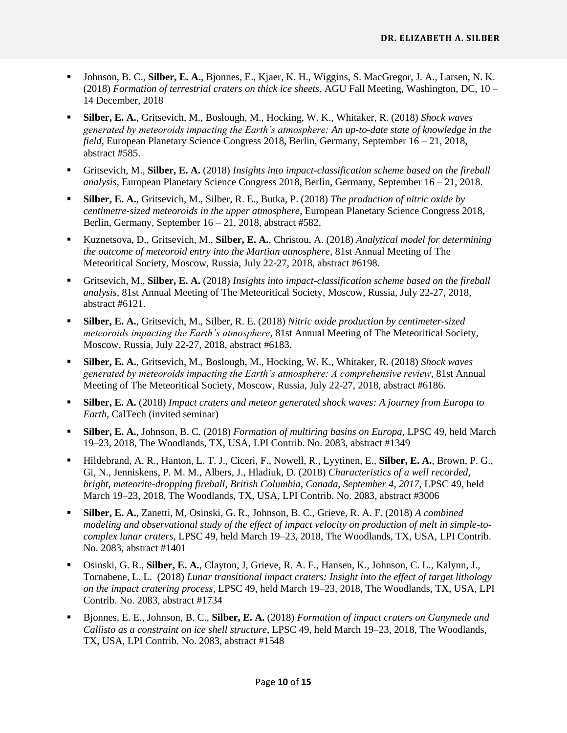- Johnson, B. C., **Silber, E. A.**, Bjonnes, E., Kjaer, K. H., Wiggins, S. MacGregor, J. A., Larsen, N. K. (2018) *Formation of terrestrial craters on thick ice sheets*, AGU Fall Meeting, Washington, DC, 10 – 14 December, 2018

- **Silber, E. A.**, Gritsevich, M., Boslough, M., Hocking, W. K., Whitaker, R. (2018) *Shock waves generated by meteoroids impacting the Earth's atmosphere: An up-to-date state of knowledge in the field*, European Planetary Science Congress 2018, Berlin, Germany, September 16 – 21, 2018, abstract #585.

- Gritsevich, M., **Silber, E. A.** (2018) *Insights into impact-classification scheme based on the fireball analysis*, European Planetary Science Congress 2018, Berlin, Germany, September 16 – 21, 2018.

- **Silber, E. A.**, Gritsevich, M., Silber, R. E., Butka, P. (2018) *The production of nitric oxide by centimetre-sized meteoroids in the upper atmosphere*, European Planetary Science Congress 2018, Berlin, Germany, September 16 – 21, 2018, abstract #582.

- Kuznetsova, D., Gritsevich, M., **Silber, E. A.**, Christou, A. (2018) *Analytical model for determining the outcome of meteoroid entry into the Martian atmosphere*, 81st Annual Meeting of The Meteoritical Society, Moscow, Russia, July 22-27, 2018, abstract #6198.

- Gritsevich, M., **Silber, E. A.** (2018) *Insights into impact-classification scheme based on the fireball analysis*, 81st Annual Meeting of The Meteoritical Society, Moscow, Russia, July 22-27, 2018, abstract #6121.

- **Silber, E. A.**, Gritsevich, M., Silber, R. E. (2018) *Nitric oxide production by centimeter-sized meteoroids impacting the Earth's atmosphere*, 81st Annual Meeting of The Meteoritical Society, Moscow, Russia, July 22-27, 2018, abstract #6183.

- **Silber, E. A.**, Gritsevich, M., Boslough, M., Hocking, W. K., Whitaker, R. (2018) *Shock waves generated by meteoroids impacting the Earth's atmosphere: A comprehensive review*, 81st Annual Meeting of The Meteoritical Society, Moscow, Russia, July 22-27, 2018, abstract #6186.

- **Silber, E. A.** (2018) *Impact craters and meteor generated shock waves: A journey from Europa to Earth*, CalTech (invited seminar)

- **Silber, E. A.**, Johnson, B. C. (2018) *Formation of multiring basins on Europa*, LPSC 49, held March 19–23, 2018, The Woodlands, TX, USA, LPI Contrib. No. 2083, abstract #1349

- Hildebrand, A. R., Hanton, L. T. J., Ciceri, F., Nowell, R., Lyytinen, E., **Silber, E. A.**, Brown, P. G., Gi, N., Jenniskens, P. M. M., Albers, J., Hladiuk, D. (2018) *Characteristics of a well recorded, bright, meteorite-dropping fireball, British Columbia, Canada, September 4, 2017*, LPSC 49, held March 19–23, 2018, The Woodlands, TX, USA, LPI Contrib. No. 2083, abstract #3006

- **Silber, E. A.**, Zanetti, M, Osinski, G. R., Johnson, B. C., Grieve, R. A. F. (2018) *A combined modeling and observational study of the effect of impact velocity on production of melt in simple-to-complex lunar craters*, LPSC 49, held March 19–23, 2018, The Woodlands, TX, USA, LPI Contrib. No. 2083, abstract #1401

- Osinski, G. R., **Silber, E. A.**, Clayton, J, Grieve, R. A. F., Hansen, K., Johnson, C. L., Kalynn, J., Tornabene, L. L. (2018) *Lunar transitional impact craters: Insight into the effect of target lithology on the impact cratering process*, LPSC 49, held March 19–23, 2018, The Woodlands, TX, USA, LPI Contrib. No. 2083, abstract #1734

- Bjonnes, E. E., Johnson, B. C., **Silber, E. A.** (2018) *Formation of impact craters on Ganymede and Callisto as a constraint on ice shell structure*, LPSC 49, held March 19–23, 2018, The Woodlands, TX, USA, LPI Contrib. No. 2083, abstract #1548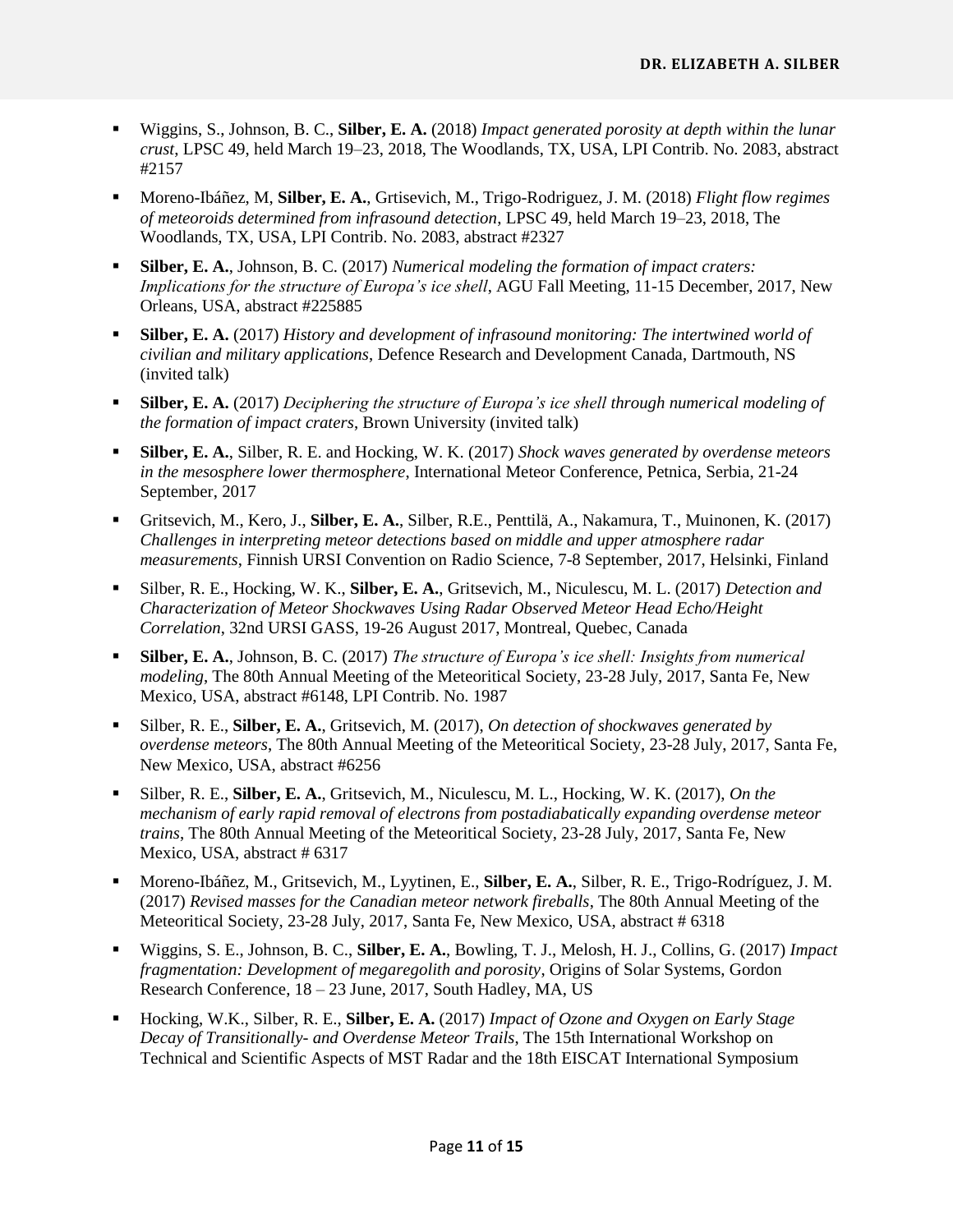- Wiggins, S., Johnson, B. C., **Silber, E. A.** (2018) *Impact generated porosity at depth within the lunar crust*, LPSC 49, held March 19–23, 2018, The Woodlands, TX, USA, LPI Contrib. No. 2083, abstract #2157

- Moreno-Ibáñez, M, **Silber, E. A.**, Grtisevich, M., Trigo-Rodriguez, J. M. (2018) *Flight flow regimes of meteoroids determined from infrasound detection*, LPSC 49, held March 19–23, 2018, The Woodlands, TX, USA, LPI Contrib. No. 2083, abstract #2327

- **Silber, E. A.**, Johnson, B. C. (2017) *Numerical modeling the formation of impact craters: Implications for the structure of Europa's ice shell*, AGU Fall Meeting, 11-15 December, 2017, New Orleans, USA, abstract #225885

- **Silber, E. A.** (2017) *History and development of infrasound monitoring: The intertwined world of civilian and military applications*, Defence Research and Development Canada, Dartmouth, NS (invited talk)

- **Silber, E. A.** (2017) *Deciphering the structure of Europa's ice shell through numerical modeling of the formation of impact craters*, Brown University (invited talk)

- **Silber, E. A.**, Silber, R. E. and Hocking, W. K. (2017) *Shock waves generated by overdense meteors in the mesosphere lower thermosphere*, International Meteor Conference, Petnica, Serbia, 21-24 September, 2017

- Gritsevich, M., Kero, J., **Silber, E. A.**, Silber, R.E., Penttilä, A., Nakamura, T., Muinonen, K. (2017) *Challenges in interpreting meteor detections based on middle and upper atmosphere radar measurements*, Finnish URSI Convention on Radio Science, 7-8 September, 2017, Helsinki, Finland

- Silber, R. E., Hocking, W. K., **Silber, E. A.**, Gritsevich, M., Niculescu, M. L. (2017) *Detection and Characterization of Meteor Shockwaves Using Radar Observed Meteor Head Echo/Height Correlation*, 32nd URSI GASS, 19-26 August 2017, Montreal, Quebec, Canada

- **Silber, E. A.**, Johnson, B. C. (2017) *The structure of Europa's ice shell: Insights from numerical modeling*, The 80th Annual Meeting of the Meteoritical Society, 23-28 July, 2017, Santa Fe, New Mexico, USA, abstract #6148, LPI Contrib. No. 1987

- Silber, R. E., **Silber, E. A.**, Gritsevich, M. (2017), *On detection of shockwaves generated by overdense meteors*, The 80th Annual Meeting of the Meteoritical Society, 23-28 July, 2017, Santa Fe, New Mexico, USA, abstract #6256

- Silber, R. E., **Silber, E. A.**, Gritsevich, M., Niculescu, M. L., Hocking, W. K. (2017), *On the mechanism of early rapid removal of electrons from postadiabatically expanding overdense meteor trains*, The 80th Annual Meeting of the Meteoritical Society, 23-28 July, 2017, Santa Fe, New Mexico, USA, abstract # 6317

- Moreno-Ibáñez, M., Gritsevich, M., Lyytinen, E., **Silber, E. A.**, Silber, R. E., Trigo-Rodríguez, J. M. (2017) *Revised masses for the Canadian meteor network fireballs*, The 80th Annual Meeting of the Meteoritical Society, 23-28 July, 2017, Santa Fe, New Mexico, USA, abstract # 6318

- Wiggins, S. E., Johnson, B. C., **Silber, E. A.**, Bowling, T. J., Melosh, H. J., Collins, G. (2017) *Impact fragmentation: Development of megaregolith and porosity*, Origins of Solar Systems, Gordon Research Conference, 18 – 23 June, 2017, South Hadley, MA, US

- Hocking, W.K., Silber, R. E., **Silber, E. A.** (2017) *Impact of Ozone and Oxygen on Early Stage Decay of Transitionally- and Overdense Meteor Trails*, The 15th International Workshop on Technical and Scientific Aspects of MST Radar and the 18th EISCAT International Symposium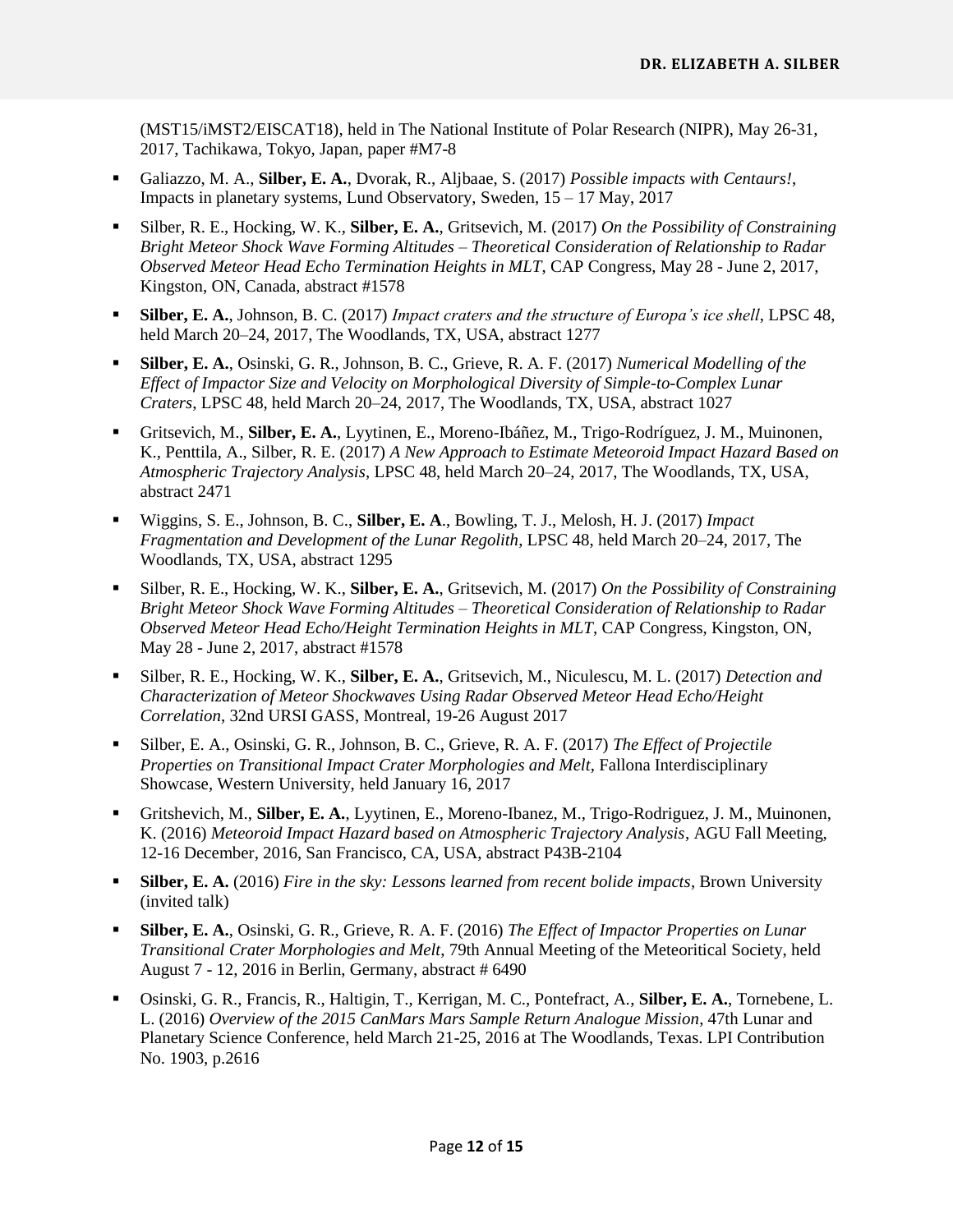(MST15/iMST2/EISCAT18), held in The National Institute of Polar Research (NIPR), May 26-31, 2017, Tachikawa, Tokyo, Japan, paper #M7-8

- Galiazzo, M. A., **Silber, E. A.**, Dvorak, R., Aljbaae, S. (2017) *Possible impacts with Centaurs!*, Impacts in planetary systems, Lund Observatory, Sweden, 15 – 17 May, 2017
- Silber, R. E., Hocking, W. K., **Silber, E. A.**, Gritsevich, M. (2017) *On the Possibility of Constraining Bright Meteor Shock Wave Forming Altitudes – Theoretical Consideration of Relationship to Radar Observed Meteor Head Echo Termination Heights in MLT*, CAP Congress, May 28 - June 2, 2017, Kingston, ON, Canada, abstract #1578
- **Silber, E. A.**, Johnson, B. C. (2017) *Impact craters and the structure of Europa's ice shell*, LPSC 48, held March 20–24, 2017, The Woodlands, TX, USA, abstract 1277
- **Silber, E. A.**, Osinski, G. R., Johnson, B. C., Grieve, R. A. F. (2017) *Numerical Modelling of the Effect of Impactor Size and Velocity on Morphological Diversity of Simple-to-Complex Lunar Craters*, LPSC 48, held March 20–24, 2017, The Woodlands, TX, USA, abstract 1027
- Gritsevich, M., **Silber, E. A.**, Lyytinen, E., Moreno-Ibáñez, M., Trigo-Rodríguez, J. M., Muinonen, K., Penttila, A., Silber, R. E. (2017) *A New Approach to Estimate Meteoroid Impact Hazard Based on Atmospheric Trajectory Analysis*, LPSC 48, held March 20–24, 2017, The Woodlands, TX, USA, abstract 2471
- Wiggins, S. E., Johnson, B. C., **Silber, E. A**., Bowling, T. J., Melosh, H. J. (2017) *Impact Fragmentation and Development of the Lunar Regolith*, LPSC 48, held March 20–24, 2017, The Woodlands, TX, USA, abstract 1295
- Silber, R. E., Hocking, W. K., **Silber, E. A.**, Gritsevich, M. (2017) *On the Possibility of Constraining Bright Meteor Shock Wave Forming Altitudes – Theoretical Consideration of Relationship to Radar Observed Meteor Head Echo/Height Termination Heights in MLT*, CAP Congress, Kingston, ON, May 28 - June 2, 2017, abstract #1578
- Silber, R. E., Hocking, W. K., **Silber, E. A.**, Gritsevich, M., Niculescu, M. L. (2017) *Detection and Characterization of Meteor Shockwaves Using Radar Observed Meteor Head Echo/Height Correlation*, 32nd URSI GASS, Montreal, 19-26 August 2017
- Silber, E. A., Osinski, G. R., Johnson, B. C., Grieve, R. A. F. (2017) *The Effect of Projectile Properties on Transitional Impact Crater Morphologies and Melt*, Fallona Interdisciplinary Showcase, Western University, held January 16, 2017
- Gritshevich, M., **Silber, E. A.**, Lyytinen, E., Moreno-Ibanez, M., Trigo-Rodriguez, J. M., Muinonen, K. (2016) *Meteoroid Impact Hazard based on Atmospheric Trajectory Analysis*, AGU Fall Meeting, 12-16 December, 2016, San Francisco, CA, USA, abstract P43B-2104
- **Silber, E. A.** (2016) *Fire in the sky: Lessons learned from recent bolide impacts*, Brown University (invited talk)
- **Silber, E. A.**, Osinski, G. R., Grieve, R. A. F. (2016) *The Effect of Impactor Properties on Lunar Transitional Crater Morphologies and Melt*, 79th Annual Meeting of the Meteoritical Society, held August 7 - 12, 2016 in Berlin, Germany, abstract # 6490
- Osinski, G. R., Francis, R., Haltigin, T., Kerrigan, M. C., Pontefract, A., **Silber, E. A.**, Tornebene, L. L. (2016) *Overview of the 2015 CanMars Mars Sample Return Analogue Mission*, 47th Lunar and Planetary Science Conference, held March 21-25, 2016 at The Woodlands, Texas. LPI Contribution No. 1903, p.2616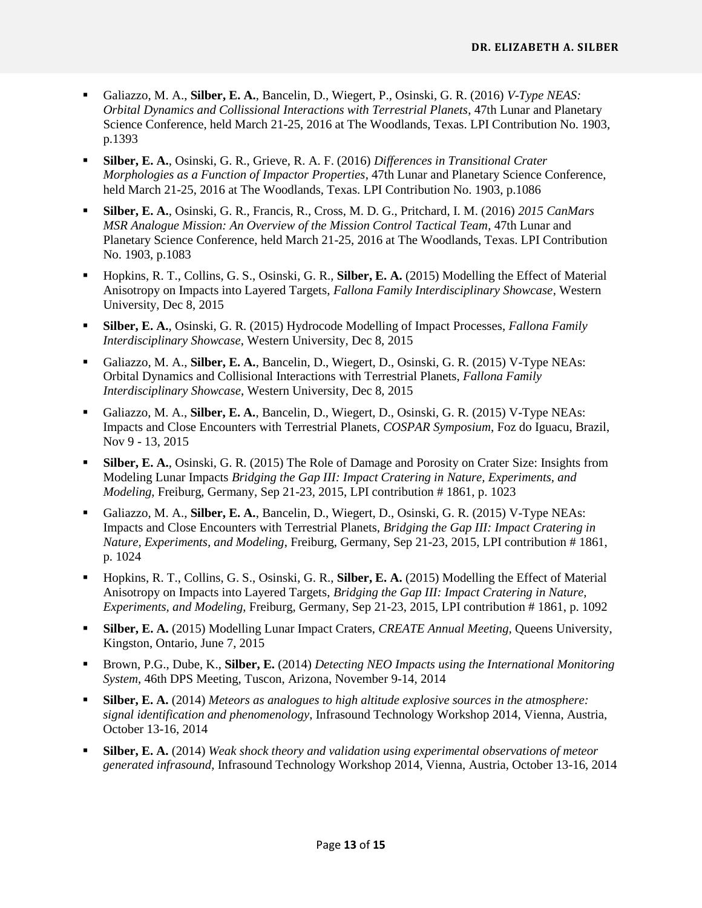- Galiazzo, M. A., **Silber, E. A.**, Bancelin, D., Wiegert, P., Osinski, G. R. (2016) *V-Type NEAS: Orbital Dynamics and Collissional Interactions with Terrestrial Planets*, 47th Lunar and Planetary Science Conference, held March 21-25, 2016 at The Woodlands, Texas. LPI Contribution No. 1903, p.1393

- **Silber, E. A.**, Osinski, G. R., Grieve, R. A. F. (2016) *Differences in Transitional Crater Morphologies as a Function of Impactor Properties*, 47th Lunar and Planetary Science Conference, held March 21-25, 2016 at The Woodlands, Texas. LPI Contribution No. 1903, p.1086

- **Silber, E. A.**, Osinski, G. R., Francis, R., Cross, M. D. G., Pritchard, I. M. (2016) *2015 CanMars MSR Analogue Mission: An Overview of the Mission Control Tactical Team*, 47th Lunar and Planetary Science Conference, held March 21-25, 2016 at The Woodlands, Texas. LPI Contribution No. 1903, p.1083

- Hopkins, R. T., Collins, G. S., Osinski, G. R., **Silber, E. A.** (2015) Modelling the Effect of Material Anisotropy on Impacts into Layered Targets, *Fallona Family Interdisciplinary Showcase*, Western University, Dec 8, 2015

- **Silber, E. A.**, Osinski, G. R. (2015) Hydrocode Modelling of Impact Processes, *Fallona Family Interdisciplinary Showcase*, Western University, Dec 8, 2015

- Galiazzo, M. A., **Silber, E. A.**, Bancelin, D., Wiegert, D., Osinski, G. R. (2015) V-Type NEAs: Orbital Dynamics and Collisional Interactions with Terrestrial Planets, *Fallona Family Interdisciplinary Showcase*, Western University, Dec 8, 2015

- Galiazzo, M. A., **Silber, E. A.**, Bancelin, D., Wiegert, D., Osinski, G. R. (2015) V-Type NEAs: Impacts and Close Encounters with Terrestrial Planets, *COSPAR Symposium*, Foz do Iguacu, Brazil, Nov 9 - 13, 2015

- **Silber, E. A.**, Osinski, G. R. (2015) The Role of Damage and Porosity on Crater Size: Insights from Modeling Lunar Impacts *Bridging the Gap III: Impact Cratering in Nature, Experiments, and Modeling*, Freiburg, Germany, Sep 21-23, 2015, LPI contribution # 1861, p. 1023

- Galiazzo, M. A., **Silber, E. A.**, Bancelin, D., Wiegert, D., Osinski, G. R. (2015) V-Type NEAs: Impacts and Close Encounters with Terrestrial Planets, *Bridging the Gap III: Impact Cratering in Nature, Experiments, and Modeling*, Freiburg, Germany, Sep 21-23, 2015, LPI contribution # 1861, p. 1024

- Hopkins, R. T., Collins, G. S., Osinski, G. R., **Silber, E. A.** (2015) Modelling the Effect of Material Anisotropy on Impacts into Layered Targets, *Bridging the Gap III: Impact Cratering in Nature, Experiments, and Modeling*, Freiburg, Germany, Sep 21-23, 2015, LPI contribution # 1861, p. 1092

- **Silber, E. A.** (2015) Modelling Lunar Impact Craters, *CREATE Annual Meeting*, Queens University, Kingston, Ontario, June 7, 2015

- Brown, P.G., Dube, K., **Silber, E.** (2014) *Detecting NEO Impacts using the International Monitoring System*, 46th DPS Meeting, Tuscon, Arizona, November 9-14, 2014

- **Silber, E. A.** (2014) *Meteors as analogues to high altitude explosive sources in the atmosphere: signal identification and phenomenology*, Infrasound Technology Workshop 2014, Vienna, Austria, October 13-16, 2014

- **Silber, E. A.** (2014) *Weak shock theory and validation using experimental observations of meteor generated infrasound*, Infrasound Technology Workshop 2014, Vienna, Austria, October 13-16, 2014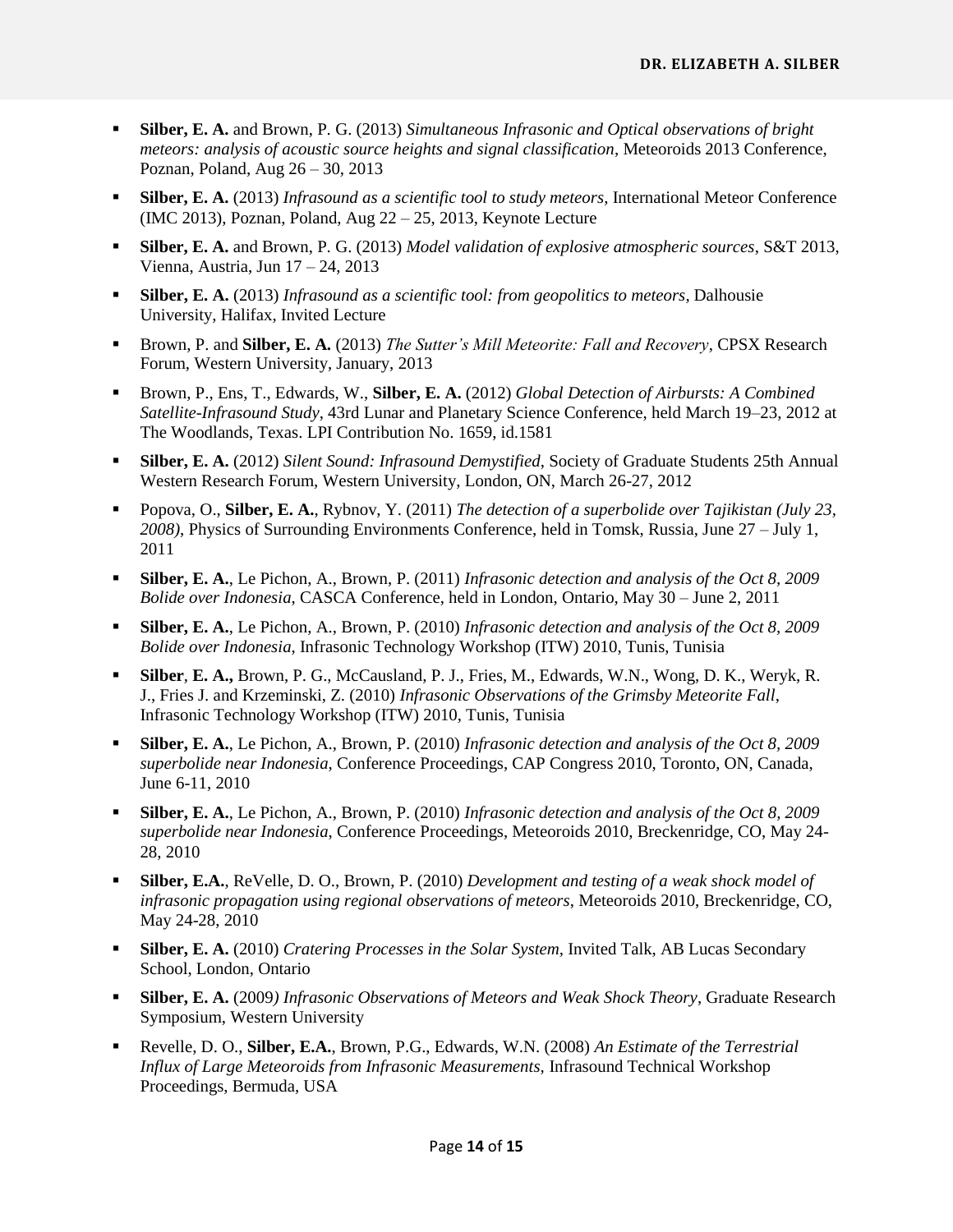- **Silber, E. A.** and Brown, P. G. (2013) *Simultaneous Infrasonic and Optical observations of bright meteors: analysis of acoustic source heights and signal classification*, Meteoroids 2013 Conference, Poznan, Poland, Aug 26 – 30, 2013
- **Silber, E. A.** (2013) *Infrasound as a scientific tool to study meteors*, International Meteor Conference (IMC 2013), Poznan, Poland, Aug 22 – 25, 2013, Keynote Lecture
- **Silber, E. A.** and Brown, P. G. (2013) *Model validation of explosive atmospheric sources*, S&T 2013, Vienna, Austria, Jun 17 – 24, 2013
- **Silber, E. A.** (2013) *Infrasound as a scientific tool: from geopolitics to meteors*, Dalhousie University, Halifax, Invited Lecture
- Brown, P. and **Silber, E. A.** (2013) *The Sutter's Mill Meteorite: Fall and Recovery*, CPSX Research Forum, Western University, January, 2013
- Brown, P., Ens, T., Edwards, W., **Silber, E. A.** (2012) *Global Detection of Airbursts: A Combined Satellite-Infrasound Study*, 43rd Lunar and Planetary Science Conference, held March 19–23, 2012 at The Woodlands, Texas. LPI Contribution No. 1659, id.1581
- **Silber, E. A.** (2012) *Silent Sound: Infrasound Demystified*, Society of Graduate Students 25th Annual Western Research Forum, Western University, London, ON, March 26-27, 2012
- Popova, O., **Silber, E. A.**, Rybnov, Y. (2011) *The detection of a superbolide over Tajikistan (July 23, 2008)*, Physics of Surrounding Environments Conference, held in Tomsk, Russia, June 27 – July 1, 2011
- **Silber, E. A.**, Le Pichon, A., Brown, P. (2011) *Infrasonic detection and analysis of the Oct 8, 2009 Bolide over Indonesia*, CASCA Conference, held in London, Ontario, May 30 – June 2, 2011
- **Silber, E. A.**, Le Pichon, A., Brown, P. (2010) *Infrasonic detection and analysis of the Oct 8, 2009 Bolide over Indonesia*, Infrasonic Technology Workshop (ITW) 2010, Tunis, Tunisia
- **Silber, E. A.,** Brown, P. G., McCausland, P. J., Fries, M., Edwards, W.N., Wong, D. K., Weryk, R. J., Fries J. and Krzeminski, Z. (2010) *Infrasonic Observations of the Grimsby Meteorite Fall*, Infrasonic Technology Workshop (ITW) 2010, Tunis, Tunisia
- **Silber, E. A.**, Le Pichon, A., Brown, P. (2010) *Infrasonic detection and analysis of the Oct 8, 2009 superbolide near Indonesia*, Conference Proceedings, CAP Congress 2010, Toronto, ON, Canada, June 6-11, 2010
- **Silber, E. A.**, Le Pichon, A., Brown, P. (2010) *Infrasonic detection and analysis of the Oct 8, 2009 superbolide near Indonesia*, Conference Proceedings, Meteoroids 2010, Breckenridge, CO, May 24-28, 2010
- **Silber, E.A.**, ReVelle, D. O., Brown, P. (2010) *Development and testing of a weak shock model of infrasonic propagation using regional observations of meteors*, Meteoroids 2010, Breckenridge, CO, May 24-28, 2010
- **Silber, E. A.** (2010) *Cratering Processes in the Solar System*, Invited Talk, AB Lucas Secondary School, London, Ontario
- **Silber, E. A.** (2009*) Infrasonic Observations of Meteors and Weak Shock Theory*, Graduate Research Symposium, Western University
- Revelle, D. O., **Silber, E.A.**, Brown, P.G., Edwards, W.N. (2008) *An Estimate of the Terrestrial Influx of Large Meteoroids from Infrasonic Measurements*, Infrasound Technical Workshop Proceedings, Bermuda, USA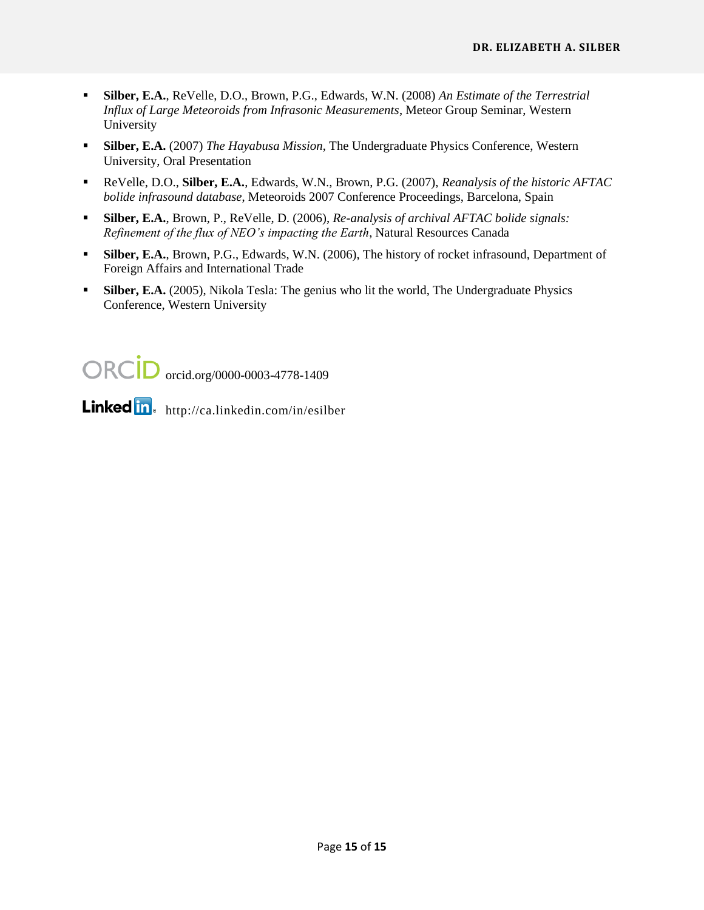- **Silber, E.A.**, ReVelle, D.O., Brown, P.G., Edwards, W.N. (2008) *An Estimate of the Terrestrial Influx of Large Meteoroids from Infrasonic Measurements*, Meteor Group Seminar, Western University
- **Silber, E.A.** (2007) *The Hayabusa Mission*, The Undergraduate Physics Conference, Western University, Oral Presentation
- ReVelle, D.O., **Silber, E.A.**, Edwards, W.N., Brown, P.G. (2007), *Reanalysis of the historic AFTAC bolide infrasound database*, Meteoroids 2007 Conference Proceedings, Barcelona, Spain
- **Silber, E.A.**, Brown, P., ReVelle, D. (2006), *Re-analysis of archival AFTAC bolide signals: Refinement of the flux of NEO's impacting the Earth*, Natural Resources Canada
- **Silber, E.A.**, Brown, P.G., Edwards, W.N. (2006), The history of rocket infrasound, Department of Foreign Affairs and International Trade
- **Silber, E.A.** (2005), Nikola Tesla: The genius who lit the world, The Undergraduate Physics Conference, Western University

ORCID orcid.org/0000-0003-4778-1409

LinkedIn http://ca.linkedin.com/in/esilber